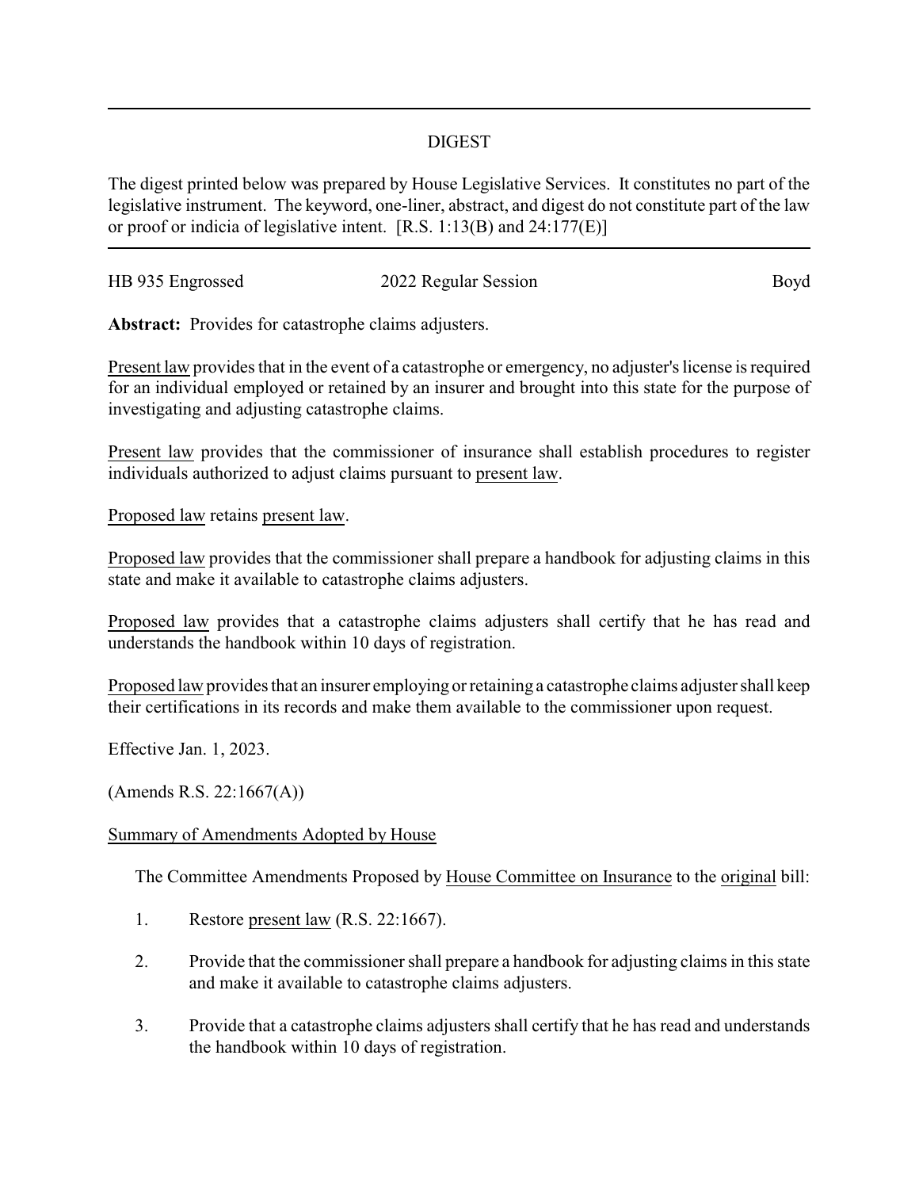## DIGEST

The digest printed below was prepared by House Legislative Services. It constitutes no part of the legislative instrument. The keyword, one-liner, abstract, and digest do not constitute part of the law or proof or indicia of legislative intent. [R.S. 1:13(B) and 24:177(E)]

---

HB 935 Engrossed | 2022 Regular Session | Boyd

**Abstract:** Provides for catastrophe claims adjusters.

Present law provides that in the event of a catastrophe or emergency, no adjuster's license is required for an individual employed or retained by an insurer and brought into this state for the purpose of investigating and adjusting catastrophe claims.

Present law provides that the commissioner of insurance shall establish procedures to register individuals authorized to adjust claims pursuant to present law.

Proposed law retains present law.

Proposed law provides that the commissioner shall prepare a handbook for adjusting claims in this state and make it available to catastrophe claims adjusters.

Proposed law provides that a catastrophe claims adjusters shall certify that he has read and understands the handbook within 10 days of registration.

Proposed law provides that an insurer employing or retaining a catastrophe claims adjuster shall keep their certifications in its records and make them available to the commissioner upon request.

Effective Jan. 1, 2023.

(Amends R.S. 22:1667(A))

Summary of Amendments Adopted by House

The Committee Amendments Proposed by House Committee on Insurance to the original bill:

1. Restore present law (R.S. 22:1667).
2. Provide that the commissioner shall prepare a handbook for adjusting claims in this state and make it available to catastrophe claims adjusters.
3. Provide that a catastrophe claims adjusters shall certify that he has read and understands the handbook within 10 days of registration.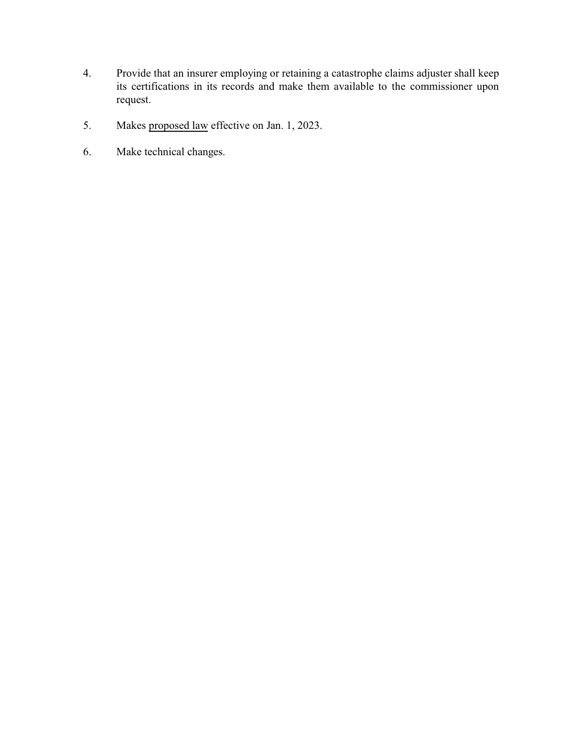4. Provide that an insurer employing or retaining a catastrophe claims adjuster shall keep its certifications in its records and make them available to the commissioner upon request.

5. Makes proposed law effective on Jan. 1, 2023.

6. Make technical changes.